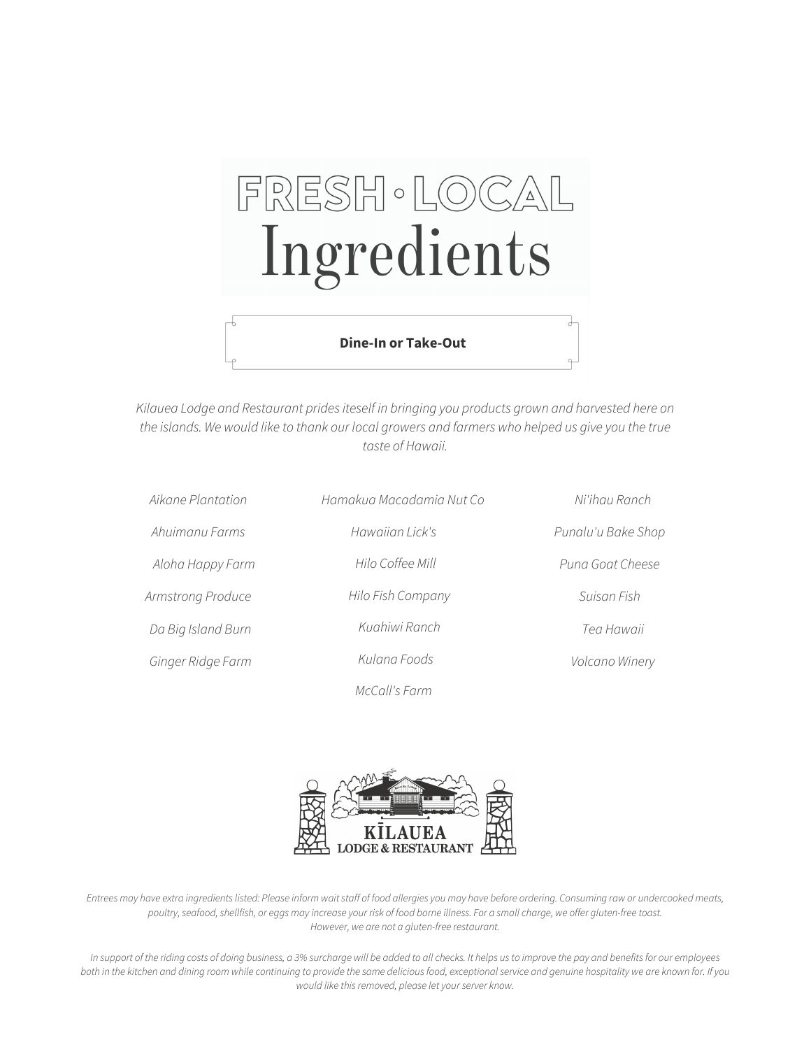# FRESH · LOCAL Ingredients

**Dine-In or Take-Out**

*Kilauea Lodge and Restaurant prides iteself in bringing you products grown and harvested here on the islands. We would like to thank our local growers and farmers who helped us give you the true taste of Hawaii.*

*Aikane Plantation*

*Ahuimanu Farms*

*Aloha Happy Farm*

*Armstrong Produce*

*Da Big Island Burn*

*Ginger Ridge Farm*

*Hamakua Macadamia Nut Co*

*Hawaiian Lick's*

*Hilo Coffee Mill*

*Hilo Fish Company*

*Kuahiwi Ranch*

*Kulana Foods*

*McCall's Farm*

*Ni'ihau Ranch*

*Punalu'u Bake Shop*

*Puna Goat Cheese*

*Suisan Fish*

*Tea Hawaii*

*Volcano Winery*

KĪLAUEA
LODGE & RESTAURANT

*Entrees may have extra ingredients listed: Please inform wait staff of food allergies you may have before ordering. Consuming raw or undercooked meats, poultry, seafood, shellfish, or eggs may increase your risk of food borne illness. For a small charge, we offer gluten-free toast. However, we are not a gluten-free restaurant.*

*In support of the riding costs of doing business, a 3% surcharge will be added to all checks. It helps us to improve the pay and benefits for our employees both in the kitchen and dining room while continuing to provide the same delicious food, exceptional service and genuine hospitality we are known for. If you would like this removed, please let your server know.*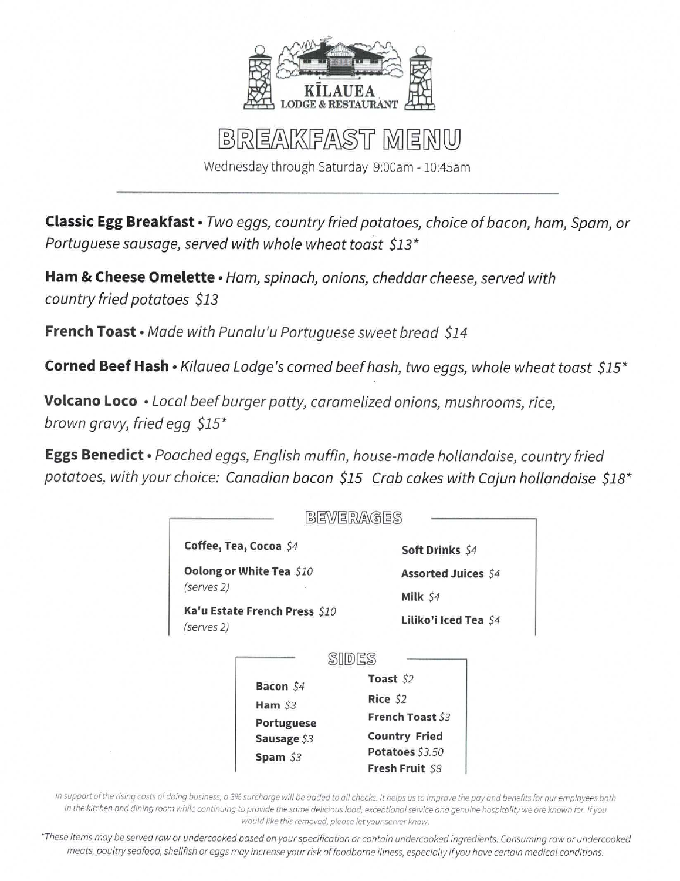# KĪLAUEA LODGE & RESTAURANT

## BREAKFAST MENU

Wednesday through Saturday 9:00am - 10:45am

---

**Classic Egg Breakfast** • *Two eggs, country fried potatoes, choice of bacon, ham, Spam, or Portuguese sausage, served with whole wheat toast $13*\*

**Ham & Cheese Omelette** • *Ham, spinach, onions, cheddar cheese, served with country fried potatoes $13*

**French Toast** • *Made with Punalu'u Portuguese sweet bread $14*

**Corned Beef Hash** • *Kilauea Lodge's corned beef hash, two eggs, whole wheat toast $15*\*

**Volcano Loco** • *Local beef burger patty, caramelized onions, mushrooms, rice, brown gravy, fried egg $15*\*

**Eggs Benedict** • *Poached eggs, English muffin, house-made hollandaise, country fried potatoes, with your choice: Canadian bacon $15 Crab cakes with Cajun hollandaise $18*\*

### BEVERAGES

**Coffee, Tea, Cocoa** *$4*

**Oolong or White Tea** *$10* *(serves 2)*

**Ka'u Estate French Press** *$10* *(serves 2)*

**Soft Drinks** *$4*

**Assorted Juices** *$4*

**Milk** *$4*

**Liliko'i Iced Tea** *$4*

### SIDES

**Bacon** *$4*

**Ham** *$3*

**Portuguese Sausage** *$3*

**Spam** *$3*

**Toast** *$2*

**Rice** *$2*

**French Toast** *$3*

**Country Fried Potatoes** *$3.50*

**Fresh Fruit** *$8*

*In support of the rising costs of doing business, a 3% surcharge will be added to all checks. It helps us to improve the pay and benefits for our employees both in the kitchen and dining room while continuing to provide the same delicious food, exceptional service and genuine hospitality we are known for. If you would like this removed, please let your server know.*

*\*These items may be served raw or undercooked based on your specification or contain undercooked ingredients. Consuming raw or undercooked meats, poultry seafood, shellfish or eggs may increase your risk of foodborne illness, especially if you have certain medical conditions.*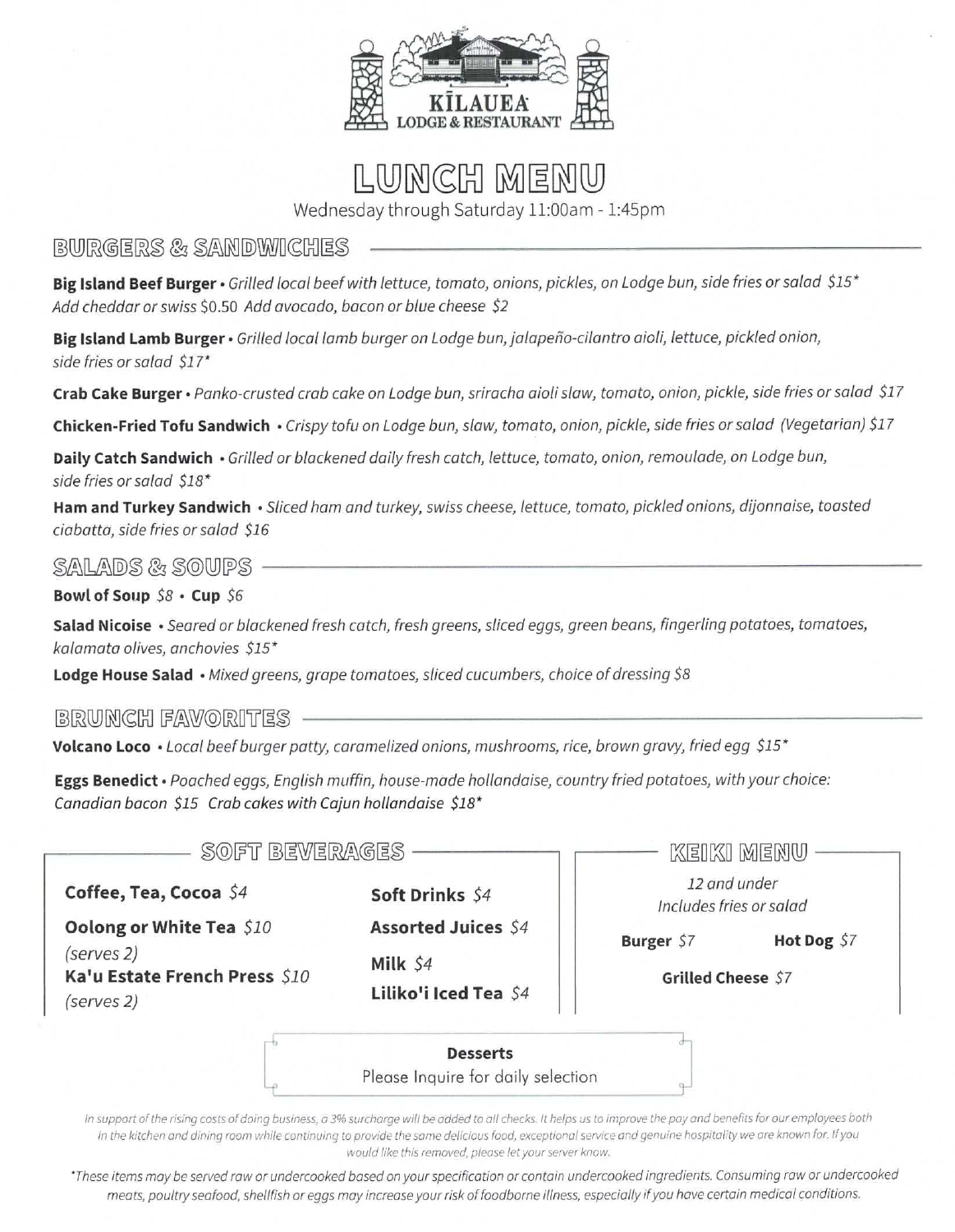# KĪLAUEA LODGE & RESTAURANT

# LUNCH MENU

Wednesday through Saturday 11:00am - 1:45pm

## BURGERS & SANDWICHES

**Big Island Beef Burger** • *Grilled local beef with lettuce, tomato, onions, pickles, on Lodge bun, side fries or salad $15\**
*Add cheddar or swiss $0.50 Add avocado, bacon or blue cheese $2*

**Big Island Lamb Burger** • *Grilled local lamb burger on Lodge bun, jalapeño-cilantro aioli, lettuce, pickled onion, side fries or salad $17\**

**Crab Cake Burger** • *Panko-crusted crab cake on Lodge bun, sriracha aioli slaw, tomato, onion, pickle, side fries or salad $17*

**Chicken-Fried Tofu Sandwich** • *Crispy tofu on Lodge bun, slaw, tomato, onion, pickle, side fries or salad (Vegetarian) $17*

**Daily Catch Sandwich** • *Grilled or blackened daily fresh catch, lettuce, tomato, onion, remoulade, on Lodge bun, side fries or salad $18\**

**Ham and Turkey Sandwich** • *Sliced ham and turkey, swiss cheese, lettuce, tomato, pickled onions, dijonnaise, toasted ciabatta, side fries or salad $16*

## SALADS & SOUPS

**Bowl of Soup** *$8* • **Cup** *$6*

**Salad Nicoise** • *Seared or blackened fresh catch, fresh greens, sliced eggs, green beans, fingerling potatoes, tomatoes, kalamata olives, anchovies $15\**

**Lodge House Salad** • *Mixed greens, grape tomatoes, sliced cucumbers, choice of dressing $8*

## BRUNCH FAVORITES

**Volcano Loco** • *Local beef burger patty, caramelized onions, mushrooms, rice, brown gravy, fried egg $15\**

**Eggs Benedict** • *Poached eggs, English muffin, house-made hollandaise, country fried potatoes, with your choice:*
*Canadian bacon $15 Crab cakes with Cajun hollandaise $18\**

## SOFT BEVERAGES

**Coffee, Tea, Cocoa** *$4*

**Oolong or White Tea** *$10*
*(serves 2)*

**Ka'u Estate French Press** *$10*
*(serves 2)*

**Soft Drinks** *$4*

**Assorted Juices** *$4*

**Milk** *$4*

**Liliko'i Iced Tea** *$4*

## KEIKI MENU

*12 and under*
*Includes fries or salad*

**Burger** *$7*

**Hot Dog** *$7*

**Grilled Cheese** *$7*

**Desserts**
Please Inquire for daily selection

*In support of the rising costs of doing business, a 3% surcharge will be added to all checks. It helps us to improve the pay and benefits for our employees both in the kitchen and dining room while continuing to provide the same delicious food, exceptional service and genuine hospitality we are known for. If you would like this removed, please let your server know.*

*\*These items may be served raw or undercooked based on your specification or contain undercooked ingredients. Consuming raw or undercooked meats, poultry seafood, shellfish or eggs may increase your risk of foodborne illness, especially if you have certain medical conditions.*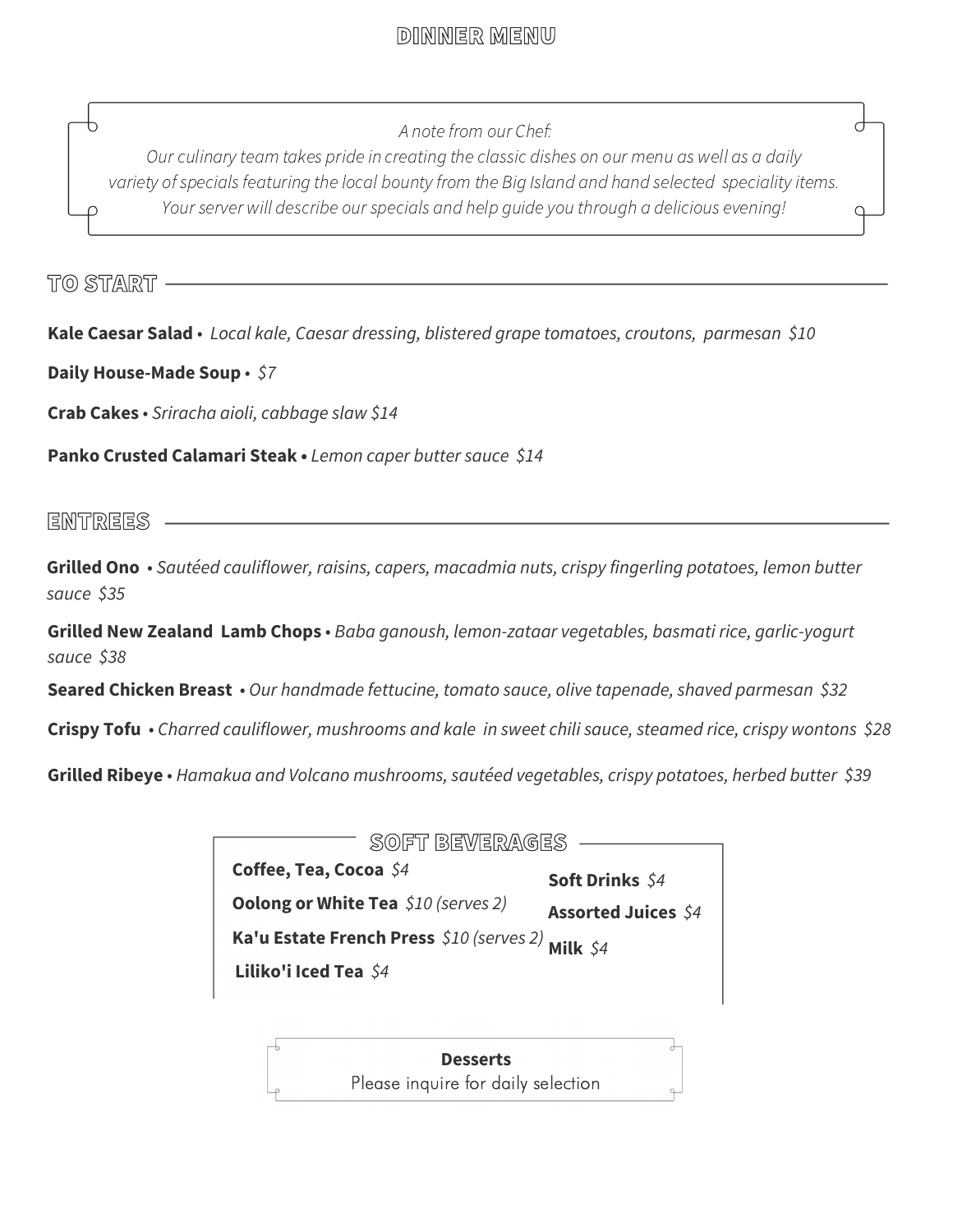# DINNER MENU

*A note from our Chef:*
*Our culinary team takes pride in creating the classic dishes on our menu as well as a daily variety of specials featuring the local bounty from the Big Island and hand selected speciality items. Your server will describe our specials and help guide you through a delicious evening!*

## TO START

**Kale Caesar Salad** • *Local kale, Caesar dressing, blistered grape tomatoes, croutons, parmesan $10*

**Daily House-Made Soup** • *$7*

**Crab Cakes** • *Sriracha aioli, cabbage slaw $14*

**Panko Crusted Calamari Steak** • *Lemon caper butter sauce $14*

## ENTREES

**Grilled Ono** • *Sautéed cauliflower, raisins, capers, macadmia nuts, crispy fingerling potatoes, lemon butter sauce $35*

**Grilled New Zealand Lamb Chops** • *Baba ganoush, lemon-zataar vegetables, basmati rice, garlic-yogurt sauce $38*

**Seared Chicken Breast** • *Our handmade fettucine, tomato sauce, olive tapenade, shaved parmesan $32*

**Crispy Tofu** • *Charred cauliflower, mushrooms and kale in sweet chili sauce, steamed rice, crispy wontons $28*

**Grilled Ribeye** • *Hamakua and Volcano mushrooms, sautéed vegetables, crispy potatoes, herbed butter $39*

## SOFT BEVERAGES

**Coffee, Tea, Cocoa** *$4*

**Oolong or White Tea** *$10 (serves 2)*

**Ka'u Estate French Press** *$10 (serves 2)*

**Liliko'i Iced Tea** *$4*

**Soft Drinks** *$4*

**Assorted Juices** *$4*

**Milk** *$4*

**Desserts**
Please inquire for daily selection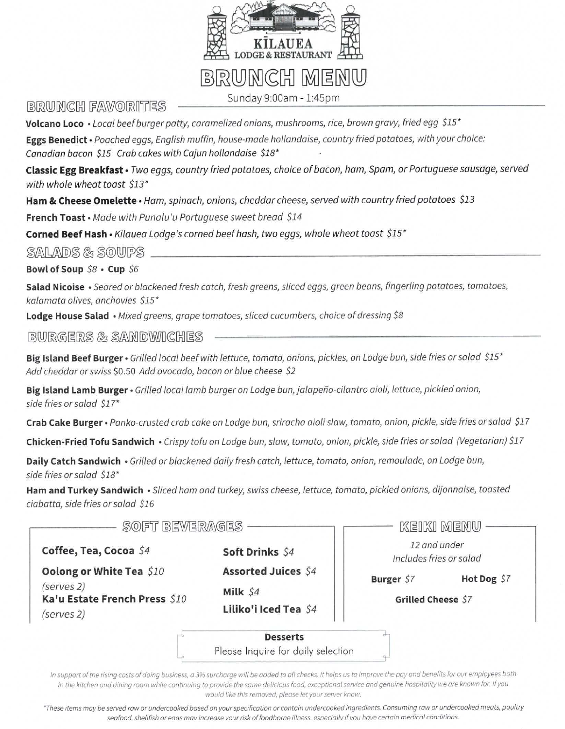KĪLAUEA
LODGE & RESTAURANT

# BRUNCH MENU

Sunday 9:00am - 1:45pm

## BRUNCH FAVORITES

**Volcano Loco** • *Local beef burger patty, caramelized onions, mushrooms, rice, brown gravy, fried egg $15**

**Eggs Benedict** • *Poached eggs, English muffin, house-made hollandaise, country fried potatoes, with your choice: Canadian bacon $15 Crab cakes with Cajun hollandaise $18**

**Classic Egg Breakfast** • *Two eggs, country fried potatoes, choice of bacon, ham, Spam, or Portuguese sausage, served with whole wheat toast $13**

**Ham & Cheese Omelette** • *Ham, spinach, onions, cheddar cheese, served with country fried potatoes $13*

**French Toast** • *Made with Punalu'u Portuguese sweet bread $14*

**Corned Beef Hash** • *Kilauea Lodge's corned beef hash, two eggs, whole wheat toast $15**

## SALADS & SOUPS

**Bowl of Soup** *$8* • **Cup** *$6*

**Salad Nicoise** • *Seared or blackened fresh catch, fresh greens, sliced eggs, green beans, fingerling potatoes, tomatoes, kalamata olives, anchovies $15**

**Lodge House Salad** • *Mixed greens, grape tomatoes, sliced cucumbers, choice of dressing $8*

## BURGERS & SANDWICHES

**Big Island Beef Burger** • *Grilled local beef with lettuce, tomato, onions, pickles, on Lodge bun, side fries or salad $15**
*Add cheddar or swiss* $0.50 *Add avocado, bacon or blue cheese $2*

**Big Island Lamb Burger** • *Grilled local lamb burger on Lodge bun, jalapeño-cilantro aioli, lettuce, pickled onion, side fries or salad $17**

**Crab Cake Burger** • *Panko-crusted crab cake on Lodge bun, sriracha aioli slaw, tomato, onion, pickle, side fries or salad $17*

**Chicken-Fried Tofu Sandwich** • *Crispy tofu on Lodge bun, slaw, tomato, onion, pickle, side fries or salad (Vegetarian) $17*

**Daily Catch Sandwich** • *Grilled or blackened daily fresh catch, lettuce, tomato, onion, remoulade, on Lodge bun, side fries or salad $18**

**Ham and Turkey Sandwich** • *Sliced ham and turkey, swiss cheese, lettuce, tomato, pickled onions, dijonnaise, toasted ciabatta, side fries or salad $16*

## SOFT BEVERAGES

**Coffee, Tea, Cocoa** *$4*

**Oolong or White Tea** *$10*
*(serves 2)*

**Ka'u Estate French Press** *$10*
*(serves 2)*

**Soft Drinks** *$4*

**Assorted Juices** *$4*

**Milk** *$4*

**Liliko'i Iced Tea** *$4*

## KEIKI MENU

*12 and under*
*Includes fries or salad*

**Burger** *$7*

**Hot Dog** *$7*

**Grilled Cheese** *$7*

## Desserts

Please Inquire for daily selection

*In support of the rising costs of doing business, a 3% surcharge will be added to all checks. It helps us to improve the pay and benefits for our employees both in the kitchen and dining room while continuing to provide the same delicious food, exceptional service and genuine hospitality we are known for. If you would like this removed, please let your server know.*

**These items may be served raw or undercooked based on your specification or contain undercooked ingredients. Consuming raw or undercooked meats, poultry seafood, shellfish or eggs may increase your risk of foodborne illness, especially if you have certain medical conditions.*